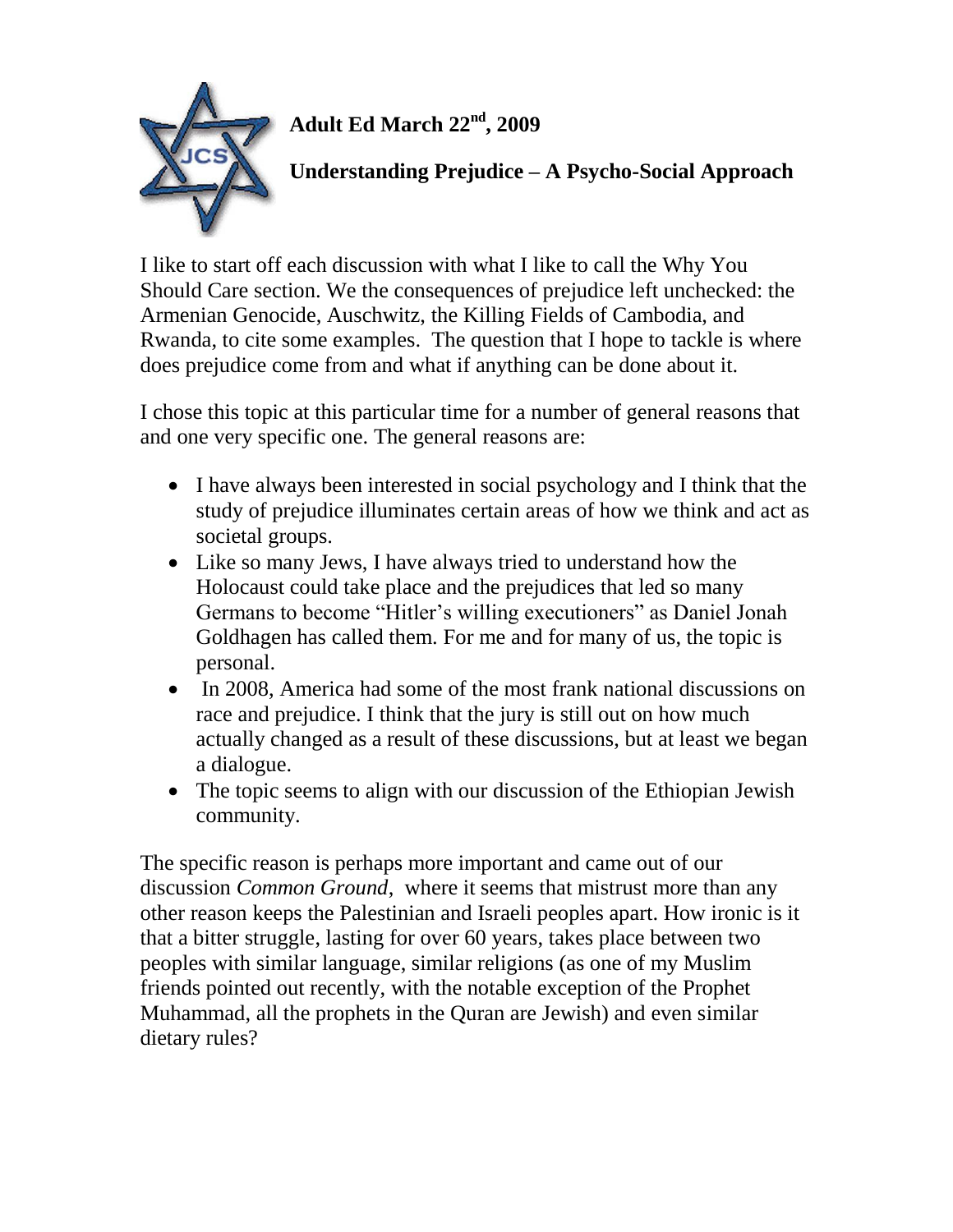**Adult Ed March 22nd, 2009**

**Understanding Prejudice – A Psycho-Social Approach**

I like to start off each discussion with what I like to call the Why You Should Care section. We the consequences of prejudice left unchecked: the Armenian Genocide, Auschwitz, the Killing Fields of Cambodia, and Rwanda, to cite some examples. The question that I hope to tackle is where does prejudice come from and what if anything can be done about it.

I chose this topic at this particular time for a number of general reasons that and one very specific one. The general reasons are:

- I have always been interested in social psychology and I think that the study of prejudice illuminates certain areas of how we think and act as societal groups.
- Like so many Jews, I have always tried to understand how the Holocaust could take place and the prejudices that led so many Germans to become "Hitler's willing executioners" as Daniel Jonah Goldhagen has called them. For me and for many of us, the topic is personal.
- In 2008, America had some of the most frank national discussions on race and prejudice. I think that the jury is still out on how much actually changed as a result of these discussions, but at least we began a dialogue.
- The topic seems to align with our discussion of the Ethiopian Jewish community.

The specific reason is perhaps more important and came out of our discussion *Common Ground*, where it seems that mistrust more than any other reason keeps the Palestinian and Israeli peoples apart. How ironic is it that a bitter struggle, lasting for over 60 years, takes place between two peoples with similar language, similar religions (as one of my Muslim friends pointed out recently, with the notable exception of the Prophet Muhammad, all the prophets in the Quran are Jewish) and even similar dietary rules?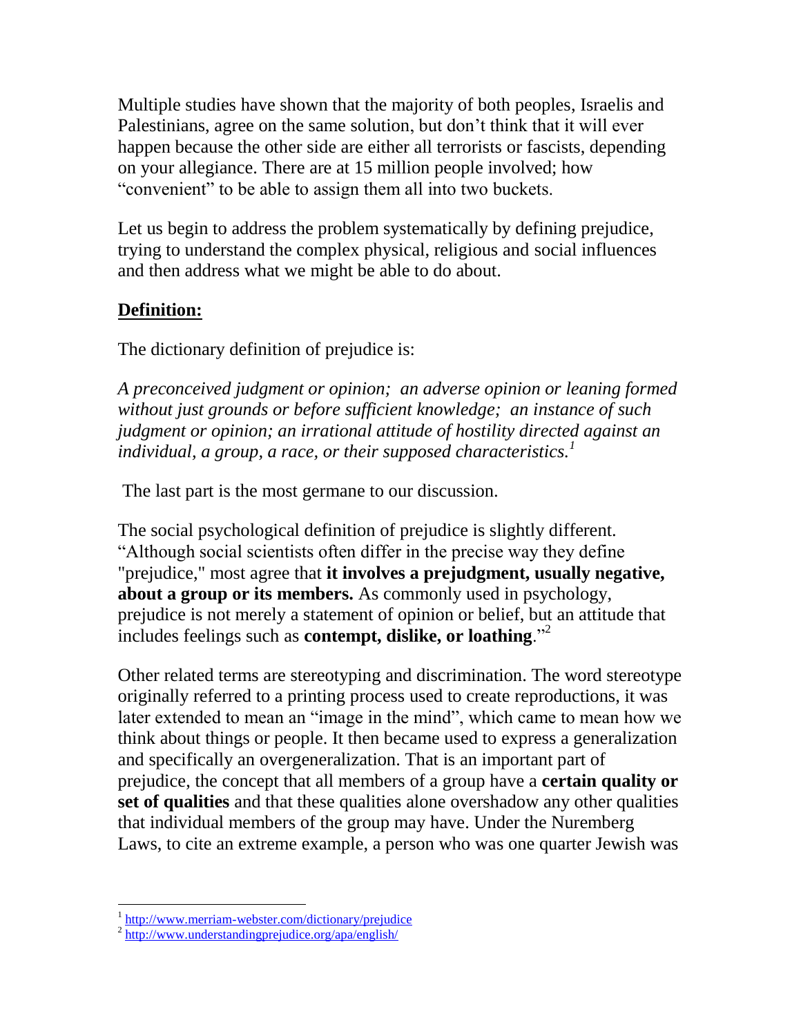Multiple studies have shown that the majority of both peoples, Israelis and Palestinians, agree on the same solution, but don't think that it will ever happen because the other side are either all terrorists or fascists, depending on your allegiance. There are at 15 million people involved; how "convenient" to be able to assign them all into two buckets.

Let us begin to address the problem systematically by defining prejudice, trying to understand the complex physical, religious and social influences and then address what we might be able to do about.

**Definition:**

The dictionary definition of prejudice is:

*A preconceived judgment or opinion; an adverse opinion or leaning formed without just grounds or before sufficient knowledge; an instance of such judgment or opinion; an irrational attitude of hostility directed against an individual, a group, a race, or their supposed characteristics.*[1]

The last part is the most germane to our discussion.

The social psychological definition of prejudice is slightly different. "Although social scientists often differ in the precise way they define "prejudice," most agree that **it involves a prejudgment, usually negative, about a group or its members.** As commonly used in psychology, prejudice is not merely a statement of opinion or belief, but an attitude that includes feelings such as **contempt, dislike, or loathing**."[2]

Other related terms are stereotyping and discrimination. The word stereotype originally referred to a printing process used to create reproductions, it was later extended to mean an "image in the mind", which came to mean how we think about things or people. It then became used to express a generalization and specifically an overgeneralization. That is an important part of prejudice, the concept that all members of a group have a **certain quality or set of qualities** and that these qualities alone overshadow any other qualities that individual members of the group may have. Under the Nuremberg Laws, to cite an extreme example, a person who was one quarter Jewish was

---

[1] http://www.merriam-webster.com/dictionary/prejudice

[2] http://www.understandingprejudice.org/apa/english/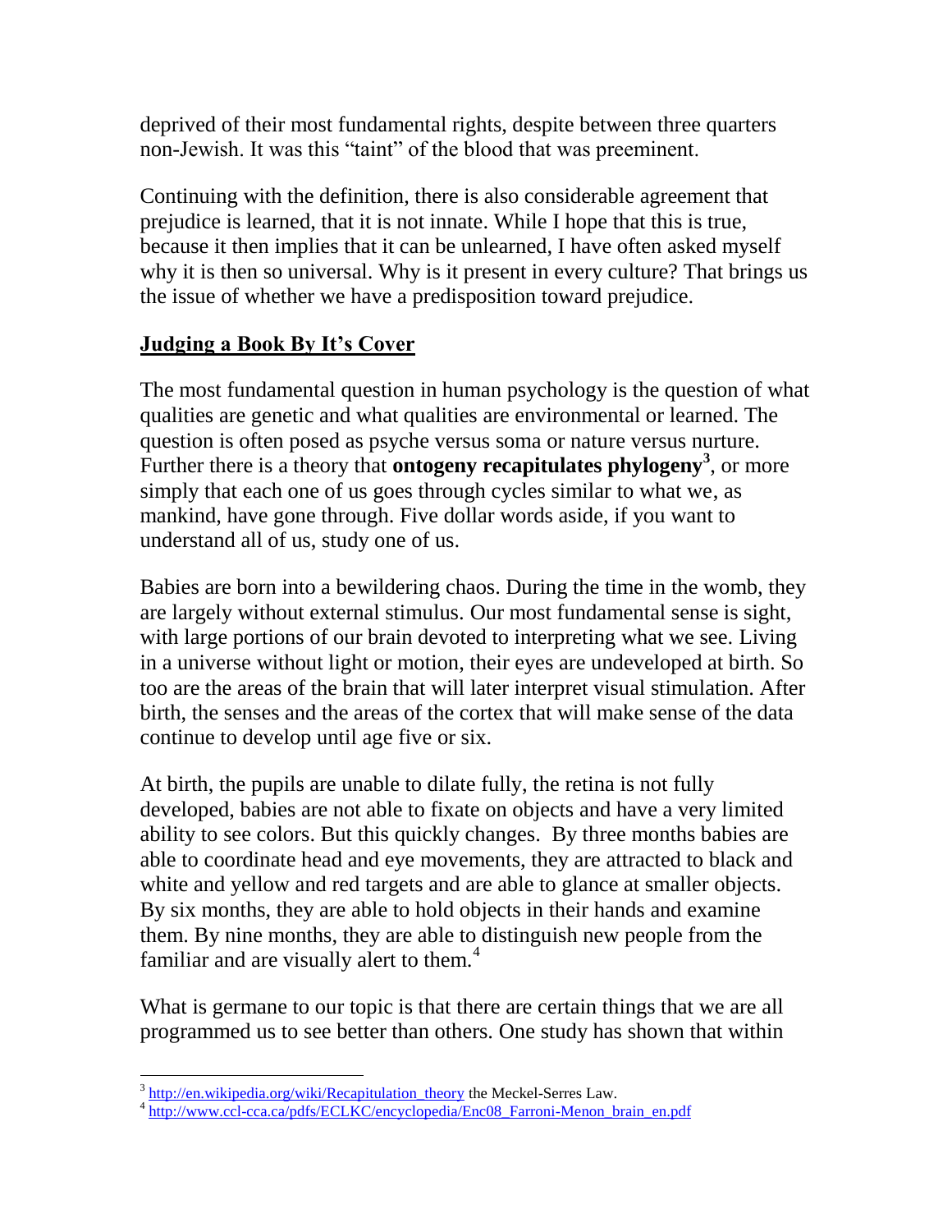deprived of their most fundamental rights, despite between three quarters non-Jewish. It was this "taint" of the blood that was preeminent.

Continuing with the definition, there is also considerable agreement that prejudice is learned, that it is not innate. While I hope that this is true, because it then implies that it can be unlearned, I have often asked myself why it is then so universal. Why is it present in every culture? That brings us the issue of whether we have a predisposition toward prejudice.

## Judging a Book By It's Cover

The most fundamental question in human psychology is the question of what qualities are genetic and what qualities are environmental or learned. The question is often posed as psyche versus soma or nature versus nurture. Further there is a theory that **ontogeny recapitulates phylogeny**[3], or more simply that each one of us goes through cycles similar to what we, as mankind, have gone through. Five dollar words aside, if you want to understand all of us, study one of us.

Babies are born into a bewildering chaos. During the time in the womb, they are largely without external stimulus. Our most fundamental sense is sight, with large portions of our brain devoted to interpreting what we see. Living in a universe without light or motion, their eyes are undeveloped at birth. So too are the areas of the brain that will later interpret visual stimulation. After birth, the senses and the areas of the cortex that will make sense of the data continue to develop until age five or six.

At birth, the pupils are unable to dilate fully, the retina is not fully developed, babies are not able to fixate on objects and have a very limited ability to see colors. But this quickly changes. By three months babies are able to coordinate head and eye movements, they are attracted to black and white and yellow and red targets and are able to glance at smaller objects. By six months, they are able to hold objects in their hands and examine them. By nine months, they are able to distinguish new people from the familiar and are visually alert to them.[4]

What is germane to our topic is that there are certain things that we are all programmed us to see better than others. One study has shown that within

---

[3] http://en.wikipedia.org/wiki/Recapitulation_theory the Meckel-Serres Law.

[4] http://www.ccl-cca.ca/pdfs/ECLKC/encyclopedia/Enc08_Farroni-Menon_brain_en.pdf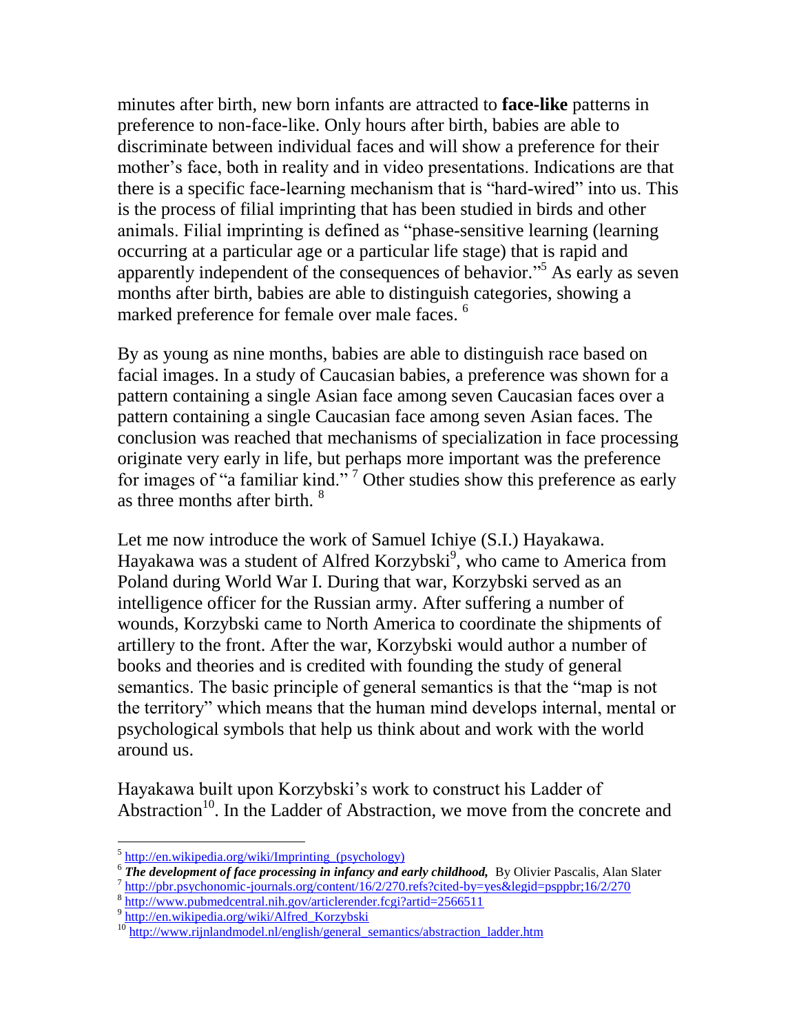minutes after birth, new born infants are attracted to **face-like** patterns in preference to non-face-like. Only hours after birth, babies are able to discriminate between individual faces and will show a preference for their mother's face, both in reality and in video presentations. Indications are that there is a specific face-learning mechanism that is "hard-wired" into us. This is the process of filial imprinting that has been studied in birds and other animals. Filial imprinting is defined as "phase-sensitive learning (learning occurring at a particular age or a particular life stage) that is rapid and apparently independent of the consequences of behavior."[5] As early as seven months after birth, babies are able to distinguish categories, showing a marked preference for female over male faces. [6]

By as young as nine months, babies are able to distinguish race based on facial images. In a study of Caucasian babies, a preference was shown for a pattern containing a single Asian face among seven Caucasian faces over a pattern containing a single Caucasian face among seven Asian faces. The conclusion was reached that mechanisms of specialization in face processing originate very early in life, but perhaps more important was the preference for images of "a familiar kind." [7] Other studies show this preference as early as three months after birth. [8]

Let me now introduce the work of Samuel Ichiye (S.I.) Hayakawa. Hayakawa was a student of Alfred Korzybski[9], who came to America from Poland during World War I. During that war, Korzybski served as an intelligence officer for the Russian army. After suffering a number of wounds, Korzybski came to North America to coordinate the shipments of artillery to the front. After the war, Korzybski would author a number of books and theories and is credited with founding the study of general semantics. The basic principle of general semantics is that the "map is not the territory" which means that the human mind develops internal, mental or psychological symbols that help us think about and work with the world around us.

Hayakawa built upon Korzybski's work to construct his Ladder of Abstraction[10]. In the Ladder of Abstraction, we move from the concrete and

---

[5] http://en.wikipedia.org/wiki/Imprinting_(psychology)

[6] ***The development of face processing in infancy and early childhood,*** By Olivier Pascalis, Alan Slater

[7] http://pbr.psychonomic-journals.org/content/16/2/270.refs?cited-by=yes&legid=psppbr;16/2/270

[8] http://www.pubmedcentral.nih.gov/articlerender.fcgi?artid=2566511

[9] http://en.wikipedia.org/wiki/Alfred_Korzybski

[10] http://www.rijnlandmodel.nl/english/general_semantics/abstraction_ladder.htm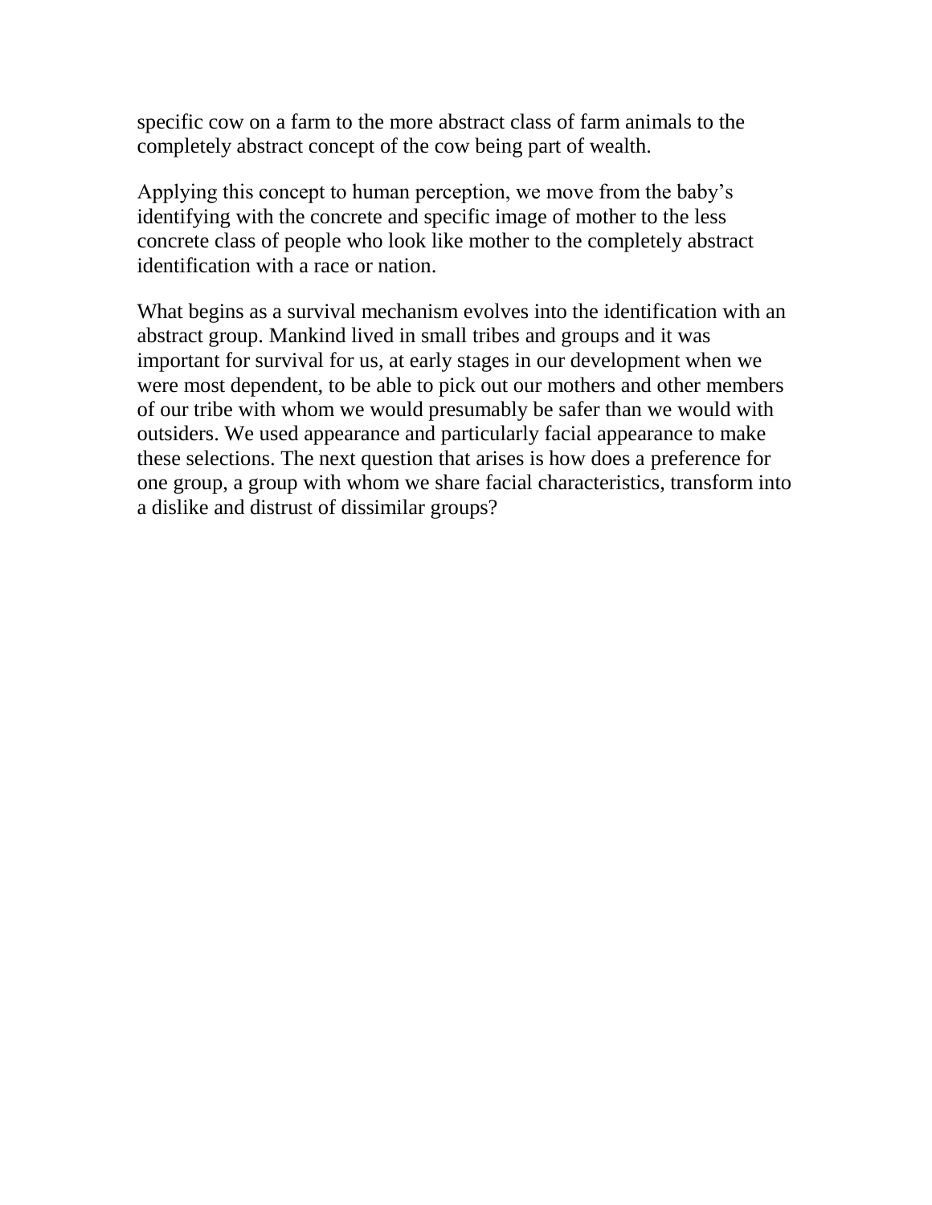specific cow on a farm to the more abstract class of farm animals to the completely abstract concept of the cow being part of wealth.

Applying this concept to human perception, we move from the baby's identifying with the concrete and specific image of mother to the less concrete class of people who look like mother to the completely abstract identification with a race or nation.

What begins as a survival mechanism evolves into the identification with an abstract group. Mankind lived in small tribes and groups and it was important for survival for us, at early stages in our development when we were most dependent, to be able to pick out our mothers and other members of our tribe with whom we would presumably be safer than we would with outsiders. We used appearance and particularly facial appearance to make these selections. The next question that arises is how does a preference for one group, a group with whom we share facial characteristics, transform into a dislike and distrust of dissimilar groups?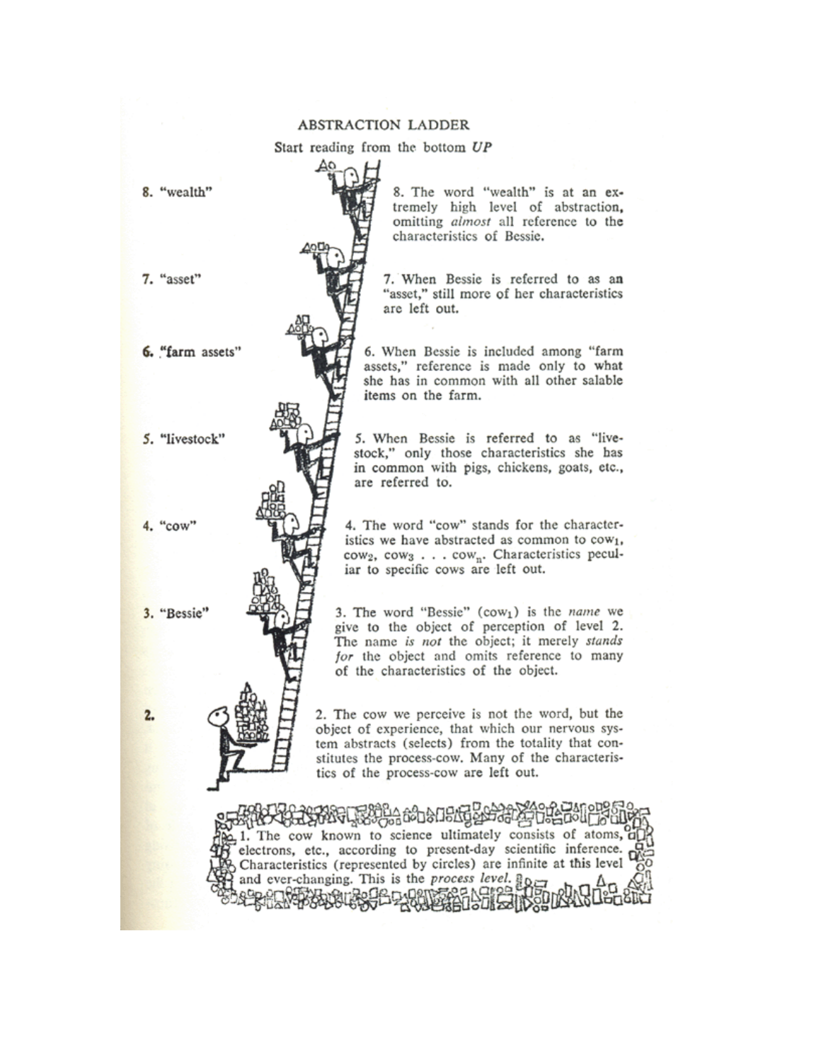# ABSTRACTION LADDER

Start reading from the bottom *UP*

8. "wealth"

8. The word "wealth" is at an extremely high level of abstraction, omitting *almost* all reference to the characteristics of Bessie.

7. "asset"

7. When Bessie is referred to as an "asset," still more of her characteristics are left out.

6. "farm assets"

6. When Bessie is included among "farm assets," reference is made only to what she has in common with all other salable items on the farm.

5. "livestock"

5. When Bessie is referred to as "livestock," only those characteristics she has in common with pigs, chickens, goats, etc., are referred to.

4. "cow"

4. The word "cow" stands for the characteristics we have abstracted as common to $cow_1$, $cow_2$, $cow_3$ . . . $cow_n$. Characteristics peculiar to specific cows are left out.

3. "Bessie"

3. The word "Bessie" ($cow_1$) is the *name* we give to the object of perception of level 2. The name *is not* the object; it merely *stands for* the object and omits reference to many of the characteristics of the object.

2.

2. The cow we perceive is not the word, but the object of experience, that which our nervous system abstracts (selects) from the totality that constitutes the process-cow. Many of the characteristics of the process-cow are left out.

1. The cow known to science ultimately consists of atoms, electrons, etc., according to present-day scientific inference. Characteristics (represented by circles) are infinite at this level and ever-changing. This is the *process level.*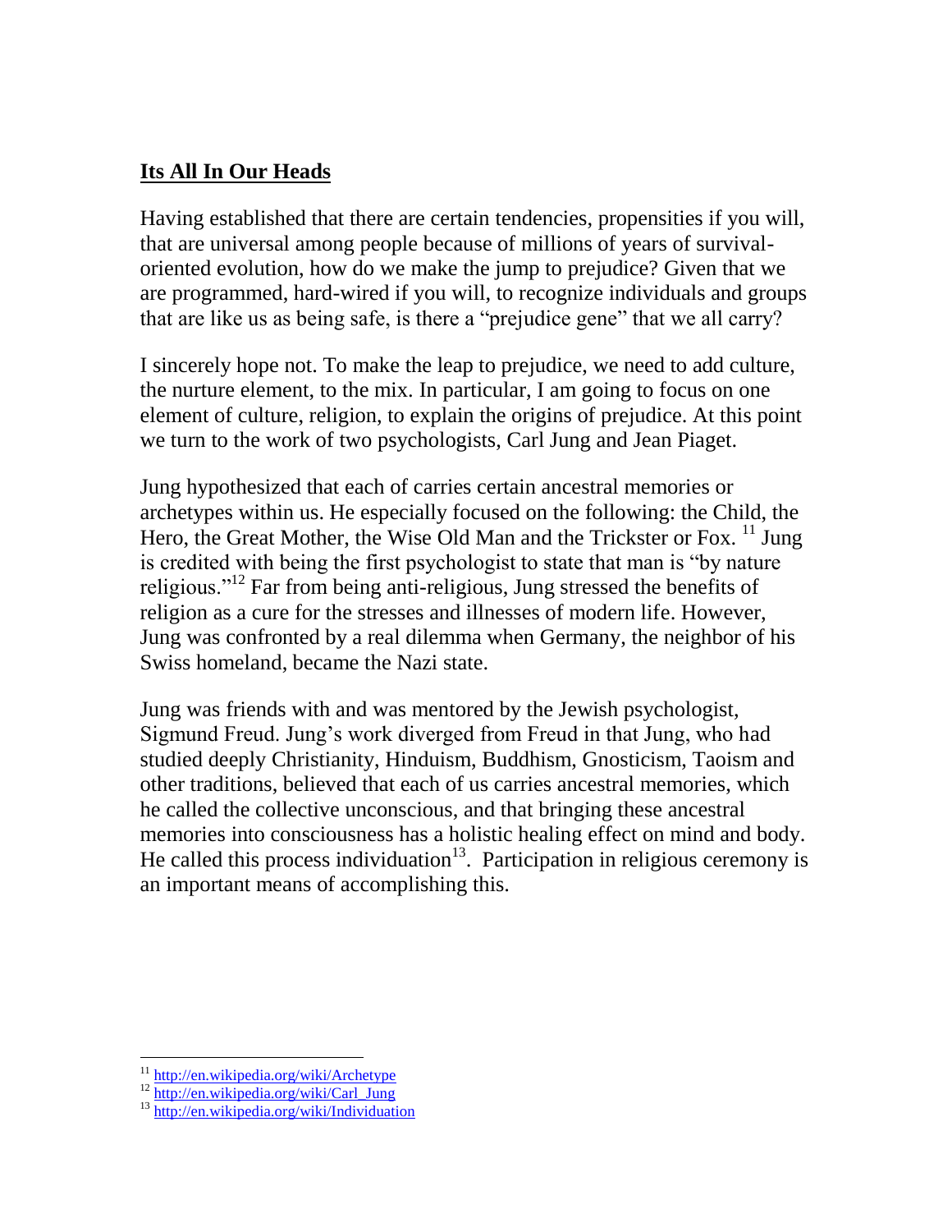## Its All In Our Heads

Having established that there are certain tendencies, propensities if you will, that are universal among people because of millions of years of survival-oriented evolution, how do we make the jump to prejudice? Given that we are programmed, hard-wired if you will, to recognize individuals and groups that are like us as being safe, is there a "prejudice gene" that we all carry?

I sincerely hope not. To make the leap to prejudice, we need to add culture, the nurture element, to the mix. In particular, I am going to focus on one element of culture, religion, to explain the origins of prejudice. At this point we turn to the work of two psychologists, Carl Jung and Jean Piaget.

Jung hypothesized that each of carries certain ancestral memories or archetypes within us. He especially focused on the following: the Child, the Hero, the Great Mother, the Wise Old Man and the Trickster or Fox. [11] Jung is credited with being the first psychologist to state that man is "by nature religious."[12] Far from being anti-religious, Jung stressed the benefits of religion as a cure for the stresses and illnesses of modern life. However, Jung was confronted by a real dilemma when Germany, the neighbor of his Swiss homeland, became the Nazi state.

Jung was friends with and was mentored by the Jewish psychologist, Sigmund Freud. Jung's work diverged from Freud in that Jung, who had studied deeply Christianity, Hinduism, Buddhism, Gnosticism, Taoism and other traditions, believed that each of us carries ancestral memories, which he called the collective unconscious, and that bringing these ancestral memories into consciousness has a holistic healing effect on mind and body. He called this process individuation[13]. Participation in religious ceremony is an important means of accomplishing this.

---

[11] http://en.wikipedia.org/wiki/Archetype

[12] http://en.wikipedia.org/wiki/Carl_Jung

[13] http://en.wikipedia.org/wiki/Individuation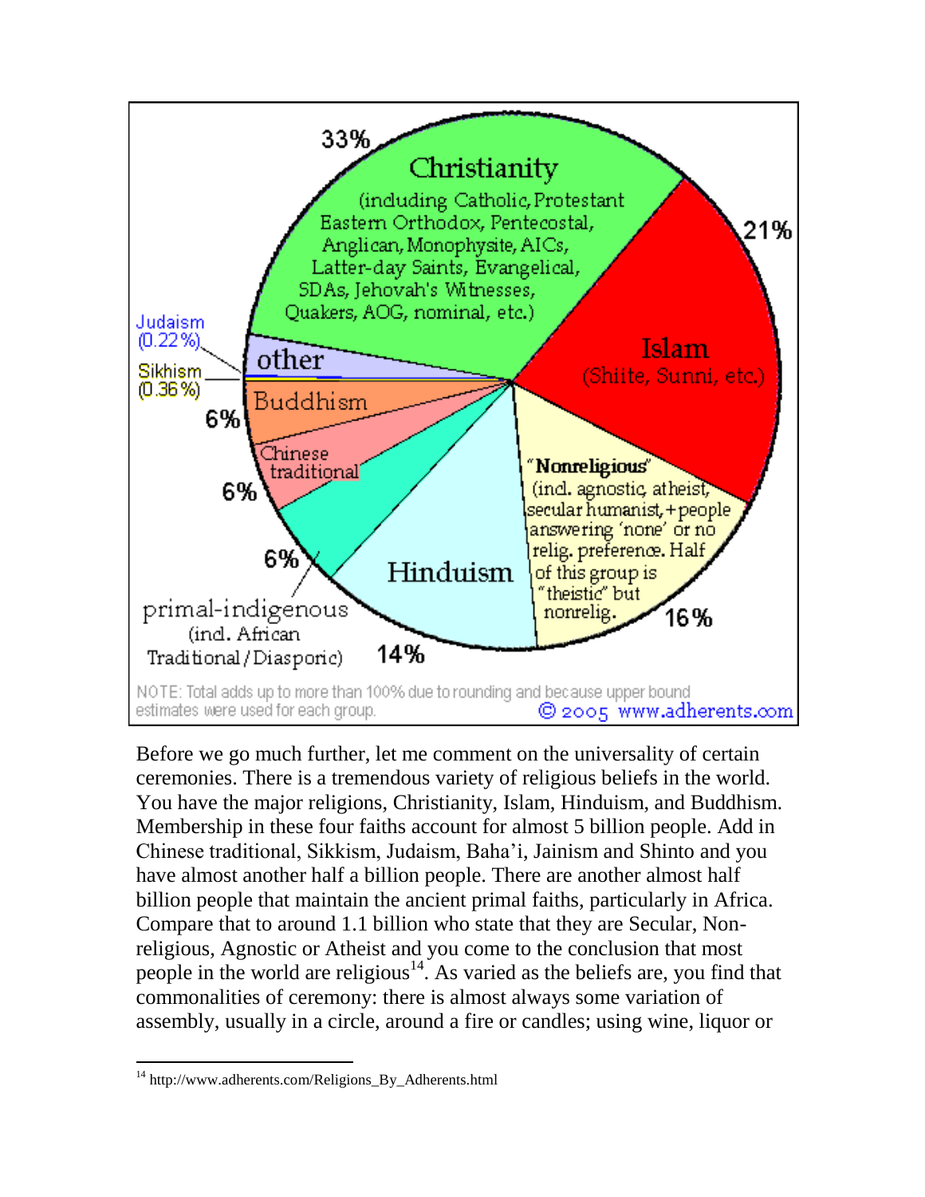Before we go much further, let me comment on the universality of certain ceremonies. There is a tremendous variety of religious beliefs in the world. You have the major religions, Christianity, Islam, Hinduism, and Buddhism. Membership in these four faiths account for almost 5 billion people. Add in Chinese traditional, Sikkism, Judaism, Baha'i, Jainism and Shinto and you have almost another half a billion people. There are another almost half billion people that maintain the ancient primal faiths, particularly in Africa. Compare that to around 1.1 billion who state that they are Secular, Non-religious, Agnostic or Atheist and you come to the conclusion that most people in the world are religious[14]. As varied as the beliefs are, you find that commonalities of ceremony: there is almost always some variation of assembly, usually in a circle, around a fire or candles; using wine, liquor or

---

[14] http://www.adherents.com/Religions_By_Adherents.html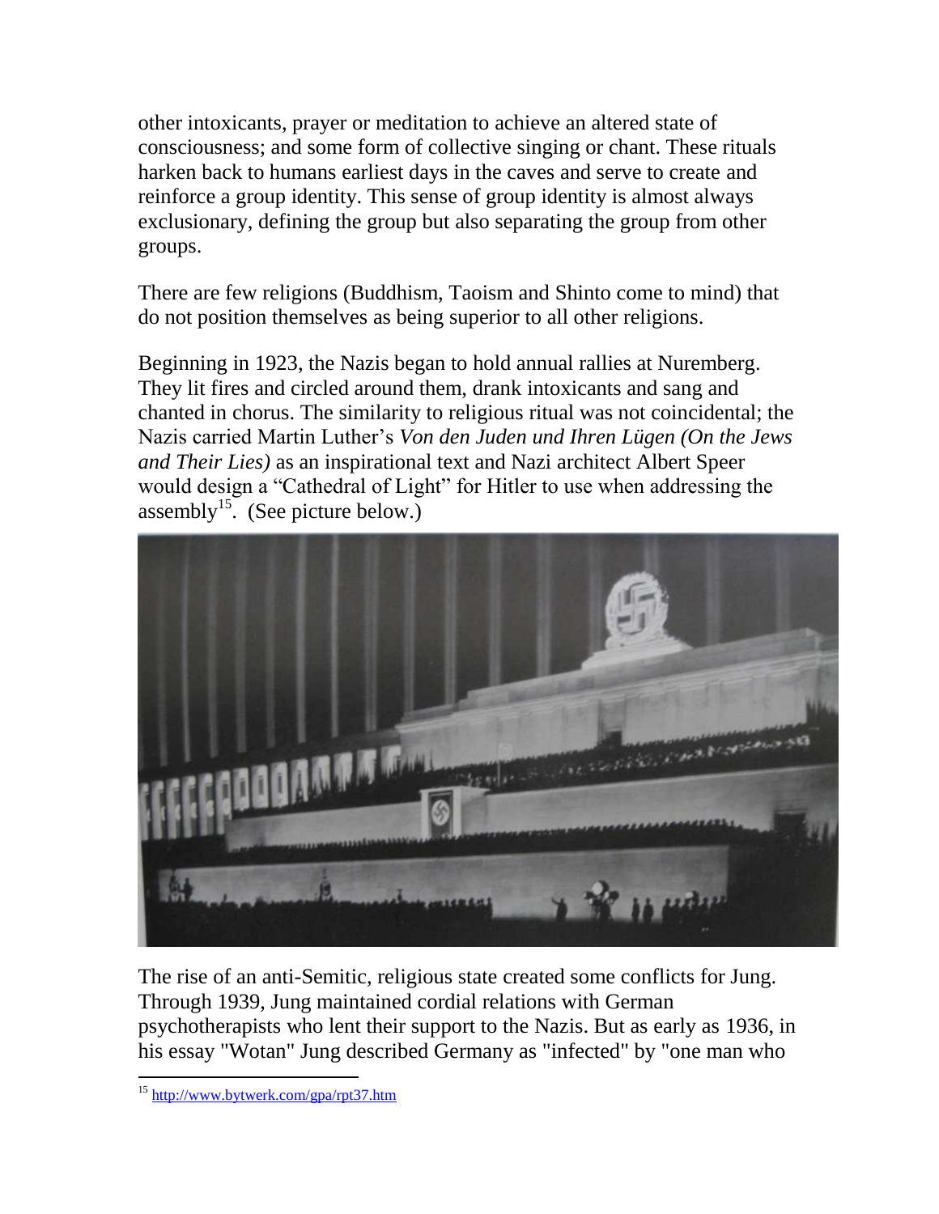other intoxicants, prayer or meditation to achieve an altered state of consciousness; and some form of collective singing or chant. These rituals harken back to humans earliest days in the caves and serve to create and reinforce a group identity. This sense of group identity is almost always exclusionary, defining the group but also separating the group from other groups.

There are few religions (Buddhism, Taoism and Shinto come to mind) that do not position themselves as being superior to all other religions.

Beginning in 1923, the Nazis began to hold annual rallies at Nuremberg. They lit fires and circled around them, drank intoxicants and sang and chanted in chorus. The similarity to religious ritual was not coincidental; the Nazis carried Martin Luther's *Von den Juden und Ihren Lügen (On the Jews and Their Lies)* as an inspirational text and Nazi architect Albert Speer would design a "Cathedral of Light" for Hitler to use when addressing the assembly[15]. (See picture below.)

The rise of an anti-Semitic, religious state created some conflicts for Jung. Through 1939, Jung maintained cordial relations with German psychotherapists who lent their support to the Nazis. But as early as 1936, in his essay "Wotan" Jung described Germany as "infected" by "one man who

[15] http://www.bytwerk.com/gpa/rpt37.htm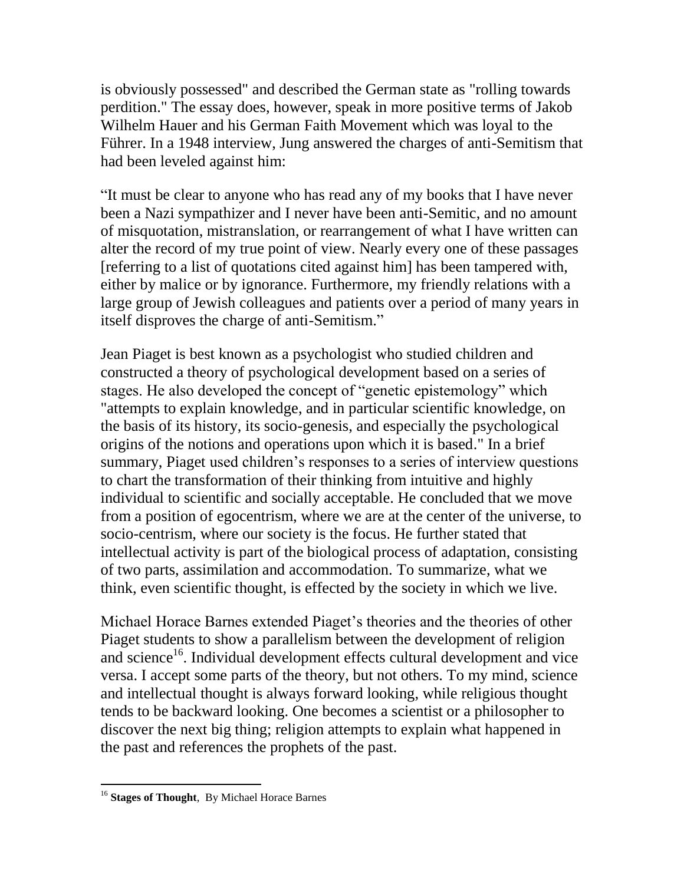is obviously possessed" and described the German state as "rolling towards perdition." The essay does, however, speak in more positive terms of Jakob Wilhelm Hauer and his German Faith Movement which was loyal to the Führer. In a 1948 interview, Jung answered the charges of anti-Semitism that had been leveled against him:

"It must be clear to anyone who has read any of my books that I have never been a Nazi sympathizer and I never have been anti-Semitic, and no amount of misquotation, mistranslation, or rearrangement of what I have written can alter the record of my true point of view. Nearly every one of these passages [referring to a list of quotations cited against him] has been tampered with, either by malice or by ignorance. Furthermore, my friendly relations with a large group of Jewish colleagues and patients over a period of many years in itself disproves the charge of anti-Semitism."

Jean Piaget is best known as a psychologist who studied children and constructed a theory of psychological development based on a series of stages. He also developed the concept of "genetic epistemology" which "attempts to explain knowledge, and in particular scientific knowledge, on the basis of its history, its socio-genesis, and especially the psychological origins of the notions and operations upon which it is based." In a brief summary, Piaget used children's responses to a series of interview questions to chart the transformation of their thinking from intuitive and highly individual to scientific and socially acceptable. He concluded that we move from a position of egocentrism, where we are at the center of the universe, to socio-centrism, where our society is the focus. He further stated that intellectual activity is part of the biological process of adaptation, consisting of two parts, assimilation and accommodation. To summarize, what we think, even scientific thought, is effected by the society in which we live.

Michael Horace Barnes extended Piaget's theories and the theories of other Piaget students to show a parallelism between the development of religion and science[16]. Individual development effects cultural development and vice versa. I accept some parts of the theory, but not others. To my mind, science and intellectual thought is always forward looking, while religious thought tends to be backward looking. One becomes a scientist or a philosopher to discover the next big thing; religion attempts to explain what happened in the past and references the prophets of the past.

[16] **Stages of Thought**, By Michael Horace Barnes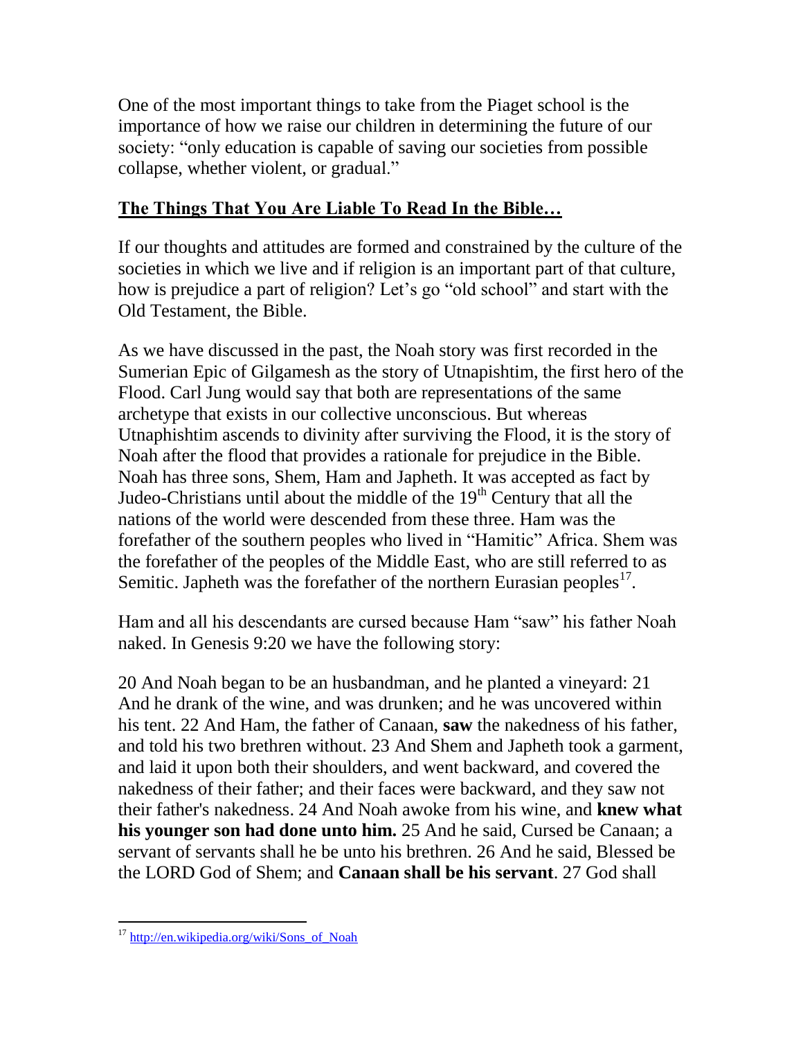One of the most important things to take from the Piaget school is the importance of how we raise our children in determining the future of our society: "only education is capable of saving our societies from possible collapse, whether violent, or gradual."

## The Things That You Are Liable To Read In the Bible…

If our thoughts and attitudes are formed and constrained by the culture of the societies in which we live and if religion is an important part of that culture, how is prejudice a part of religion? Let's go "old school" and start with the Old Testament, the Bible.

As we have discussed in the past, the Noah story was first recorded in the Sumerian Epic of Gilgamesh as the story of Utnapishtim, the first hero of the Flood. Carl Jung would say that both are representations of the same archetype that exists in our collective unconscious. But whereas Utnaphishtim ascends to divinity after surviving the Flood, it is the story of Noah after the flood that provides a rationale for prejudice in the Bible. Noah has three sons, Shem, Ham and Japheth. It was accepted as fact by Judeo-Christians until about the middle of the 19th Century that all the nations of the world were descended from these three. Ham was the forefather of the southern peoples who lived in "Hamitic" Africa. Shem was the forefather of the peoples of the Middle East, who are still referred to as Semitic. Japheth was the forefather of the northern Eurasian peoples[17].

Ham and all his descendants are cursed because Ham "saw" his father Noah naked. In Genesis 9:20 we have the following story:

20 And Noah began to be an husbandman, and he planted a vineyard: 21 And he drank of the wine, and was drunken; and he was uncovered within his tent. 22 And Ham, the father of Canaan, **saw** the nakedness of his father, and told his two brethren without. 23 And Shem and Japheth took a garment, and laid it upon both their shoulders, and went backward, and covered the nakedness of their father; and their faces were backward, and they saw not their father's nakedness. 24 And Noah awoke from his wine, and **knew what his younger son had done unto him.** 25 And he said, Cursed be Canaan; a servant of servants shall he be unto his brethren. 26 And he said, Blessed be the LORD God of Shem; and **Canaan shall be his servant**. 27 God shall

[17] http://en.wikipedia.org/wiki/Sons_of_Noah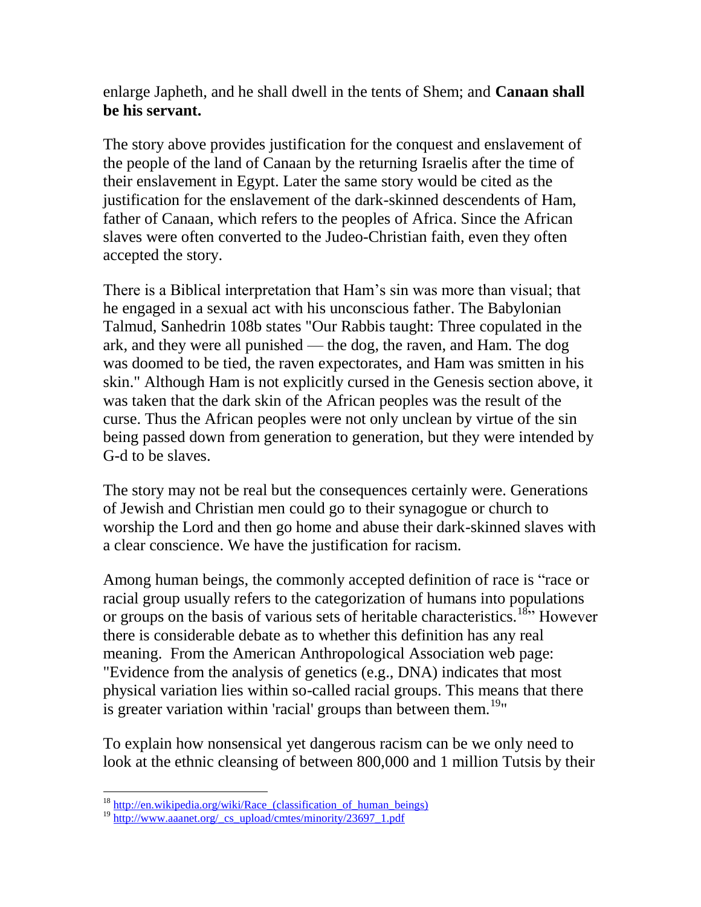enlarge Japheth, and he shall dwell in the tents of Shem; and **Canaan shall be his servant.**

The story above provides justification for the conquest and enslavement of the people of the land of Canaan by the returning Israelis after the time of their enslavement in Egypt. Later the same story would be cited as the justification for the enslavement of the dark-skinned descendents of Ham, father of Canaan, which refers to the peoples of Africa. Since the African slaves were often converted to the Judeo-Christian faith, even they often accepted the story.

There is a Biblical interpretation that Ham's sin was more than visual; that he engaged in a sexual act with his unconscious father. The Babylonian Talmud, Sanhedrin 108b states "Our Rabbis taught: Three copulated in the ark, and they were all punished — the dog, the raven, and Ham. The dog was doomed to be tied, the raven expectorates, and Ham was smitten in his skin." Although Ham is not explicitly cursed in the Genesis section above, it was taken that the dark skin of the African peoples was the result of the curse. Thus the African peoples were not only unclean by virtue of the sin being passed down from generation to generation, but they were intended by G-d to be slaves.

The story may not be real but the consequences certainly were. Generations of Jewish and Christian men could go to their synagogue or church to worship the Lord and then go home and abuse their dark-skinned slaves with a clear conscience. We have the justification for racism.

Among human beings, the commonly accepted definition of race is "race or racial group usually refers to the categorization of humans into populations or groups on the basis of various sets of heritable characteristics.[18]" However there is considerable debate as to whether this definition has any real meaning. From the American Anthropological Association web page: "Evidence from the analysis of genetics (e.g., DNA) indicates that most physical variation lies within so-called racial groups. This means that there is greater variation within 'racial' groups than between them.[19]"

To explain how nonsensical yet dangerous racism can be we only need to look at the ethnic cleansing of between 800,000 and 1 million Tutsis by their

---

[18] http://en.wikipedia.org/wiki/Race_(classification_of_human_beings)

[19] http://www.aaanet.org/_cs_upload/cmtes/minority/23697_1.pdf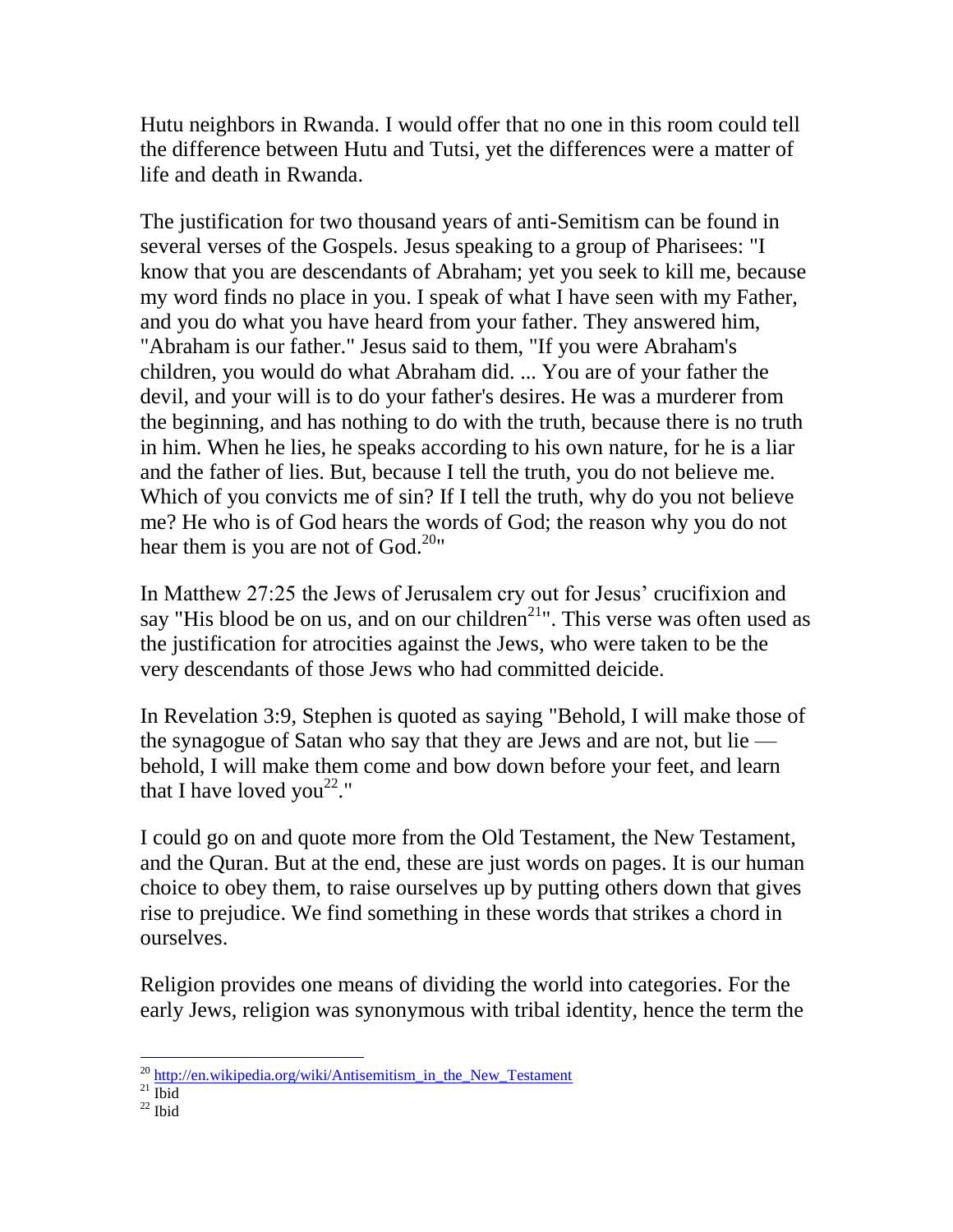Hutu neighbors in Rwanda. I would offer that no one in this room could tell the difference between Hutu and Tutsi, yet the differences were a matter of life and death in Rwanda.

The justification for two thousand years of anti-Semitism can be found in several verses of the Gospels. Jesus speaking to a group of Pharisees: "I know that you are descendants of Abraham; yet you seek to kill me, because my word finds no place in you. I speak of what I have seen with my Father, and you do what you have heard from your father. They answered him, "Abraham is our father." Jesus said to them, "If you were Abraham's children, you would do what Abraham did. ... You are of your father the devil, and your will is to do your father's desires. He was a murderer from the beginning, and has nothing to do with the truth, because there is no truth in him. When he lies, he speaks according to his own nature, for he is a liar and the father of lies. But, because I tell the truth, you do not believe me. Which of you convicts me of sin? If I tell the truth, why do you not believe me? He who is of God hears the words of God; the reason why you do not hear them is you are not of God.[20]"

In Matthew 27:25 the Jews of Jerusalem cry out for Jesus' crucifixion and say "His blood be on us, and on our children[21]". This verse was often used as the justification for atrocities against the Jews, who were taken to be the very descendants of those Jews who had committed deicide.

In Revelation 3:9, Stephen is quoted as saying "Behold, I will make those of the synagogue of Satan who say that they are Jews and are not, but lie — behold, I will make them come and bow down before your feet, and learn that I have loved you[22]."

I could go on and quote more from the Old Testament, the New Testament, and the Quran. But at the end, these are just words on pages. It is our human choice to obey them, to raise ourselves up by putting others down that gives rise to prejudice. We find something in these words that strikes a chord in ourselves.

Religion provides one means of dividing the world into categories. For the early Jews, religion was synonymous with tribal identity, hence the term the

---

[20] http://en.wikipedia.org/wiki/Antisemitism_in_the_New_Testament

[21] Ibid

[22] Ibid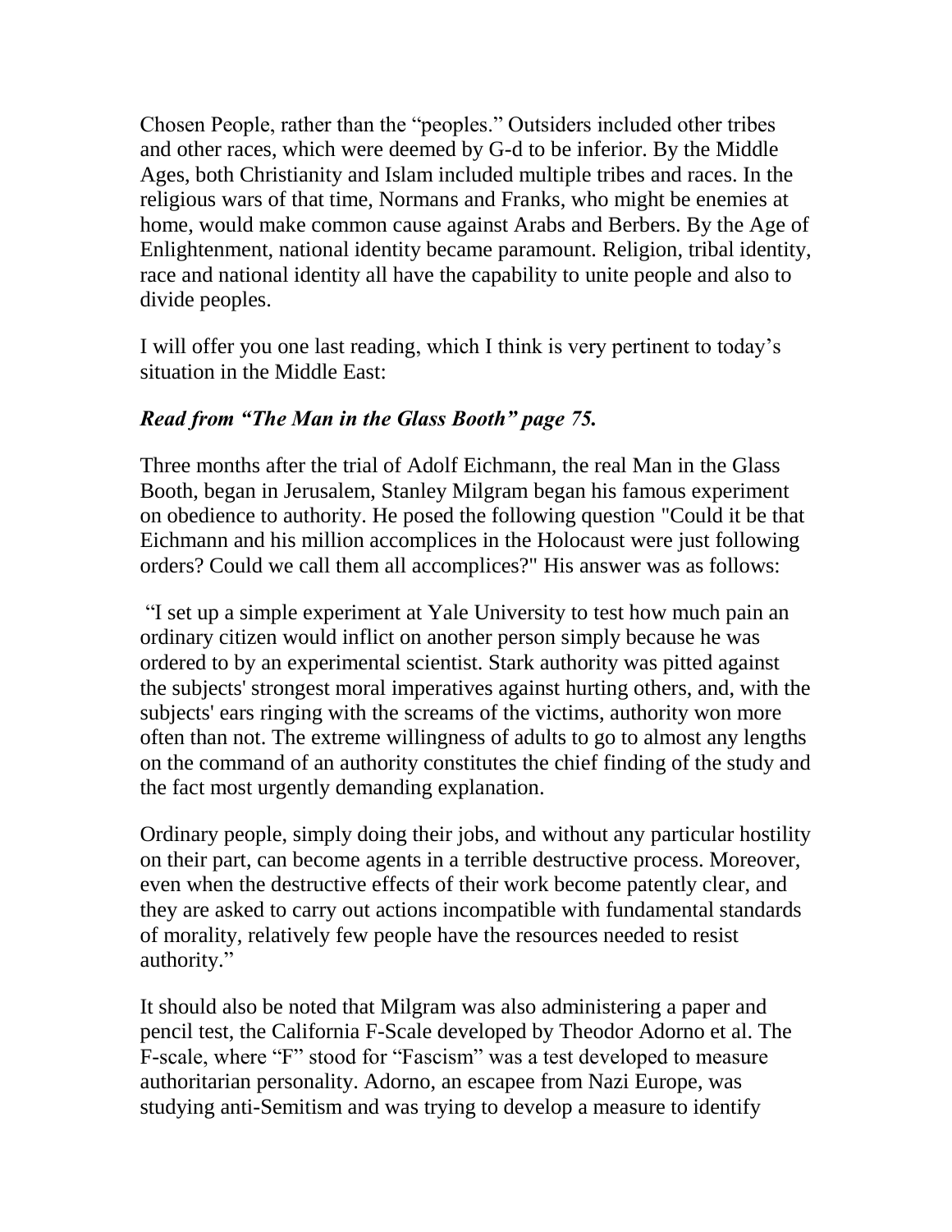Chosen People, rather than the "peoples." Outsiders included other tribes and other races, which were deemed by G-d to be inferior. By the Middle Ages, both Christianity and Islam included multiple tribes and races. In the religious wars of that time, Normans and Franks, who might be enemies at home, would make common cause against Arabs and Berbers. By the Age of Enlightenment, national identity became paramount. Religion, tribal identity, race and national identity all have the capability to unite people and also to divide peoples.

I will offer you one last reading, which I think is very pertinent to today's situation in the Middle East:

***Read from "The Man in the Glass Booth" page 75.***

Three months after the trial of Adolf Eichmann, the real Man in the Glass Booth, began in Jerusalem, Stanley Milgram began his famous experiment on obedience to authority. He posed the following question "Could it be that Eichmann and his million accomplices in the Holocaust were just following orders? Could we call them all accomplices?" His answer was as follows:

"I set up a simple experiment at Yale University to test how much pain an ordinary citizen would inflict on another person simply because he was ordered to by an experimental scientist. Stark authority was pitted against the subjects' strongest moral imperatives against hurting others, and, with the subjects' ears ringing with the screams of the victims, authority won more often than not. The extreme willingness of adults to go to almost any lengths on the command of an authority constitutes the chief finding of the study and the fact most urgently demanding explanation.

Ordinary people, simply doing their jobs, and without any particular hostility on their part, can become agents in a terrible destructive process. Moreover, even when the destructive effects of their work become patently clear, and they are asked to carry out actions incompatible with fundamental standards of morality, relatively few people have the resources needed to resist authority."

It should also be noted that Milgram was also administering a paper and pencil test, the California F-Scale developed by Theodor Adorno et al. The F-scale, where "F" stood for "Fascism" was a test developed to measure authoritarian personality. Adorno, an escapee from Nazi Europe, was studying anti-Semitism and was trying to develop a measure to identify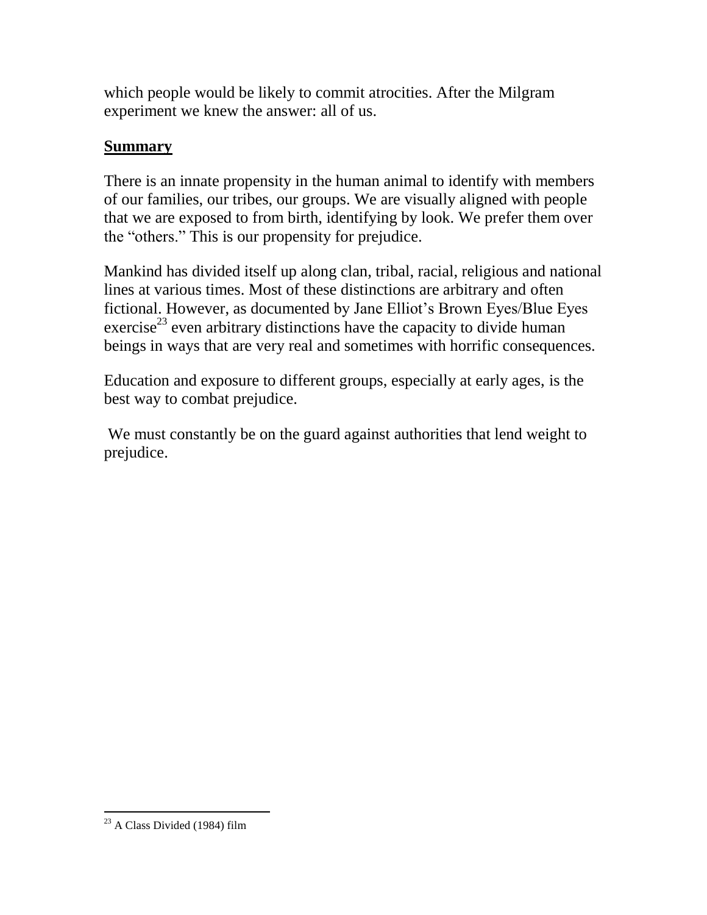which people would be likely to commit atrocities. After the Milgram experiment we knew the answer: all of us.

## Summary

There is an innate propensity in the human animal to identify with members of our families, our tribes, our groups. We are visually aligned with people that we are exposed to from birth, identifying by look. We prefer them over the "others." This is our propensity for prejudice.

Mankind has divided itself up along clan, tribal, racial, religious and national lines at various times. Most of these distinctions are arbitrary and often fictional. However, as documented by Jane Elliot's Brown Eyes/Blue Eyes exercise[23] even arbitrary distinctions have the capacity to divide human beings in ways that are very real and sometimes with horrific consequences.

Education and exposure to different groups, especially at early ages, is the best way to combat prejudice.

We must constantly be on the guard against authorities that lend weight to prejudice.

---

[23] A Class Divided (1984) film